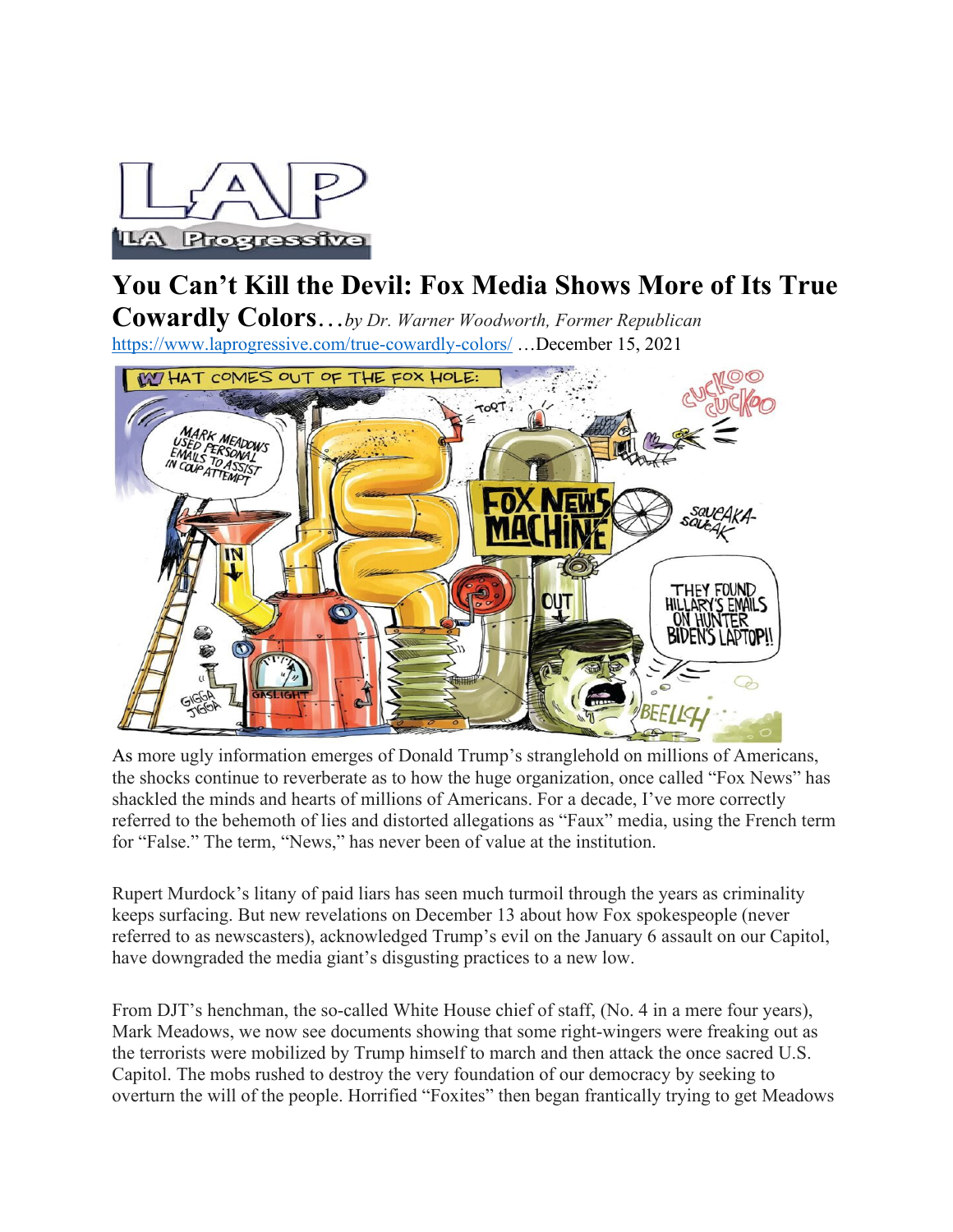# You Can't Kill the Devil: Fox Media Shows More of Its True Cowardly Colors

…*by Dr. Warner Woodworth, Former Republican*

https://www.laprogressive.com/true-cowardly-colors/ …December 15, 2021

As more ugly information emerges of Donald Trump's stranglehold on millions of Americans, the shocks continue to reverberate as to how the huge organization, once called "Fox News" has shackled the minds and hearts of millions of Americans. For a decade, I've more correctly referred to the behemoth of lies and distorted allegations as "Faux" media, using the French term for "False." The term, "News," has never been of value at the institution.

Rupert Murdock's litany of paid liars has seen much turmoil through the years as criminality keeps surfacing. But new revelations on December 13 about how Fox spokespeople (never referred to as newscasters), acknowledged Trump's evil on the January 6 assault on our Capitol, have downgraded the media giant's disgusting practices to a new low.

From DJT's henchman, the so-called White House chief of staff, (No. 4 in a mere four years), Mark Meadows, we now see documents showing that some right-wingers were freaking out as the terrorists were mobilized by Trump himself to march and then attack the once sacred U.S. Capitol. The mobs rushed to destroy the very foundation of our democracy by seeking to overturn the will of the people. Horrified "Foxites" then began frantically trying to get Meadows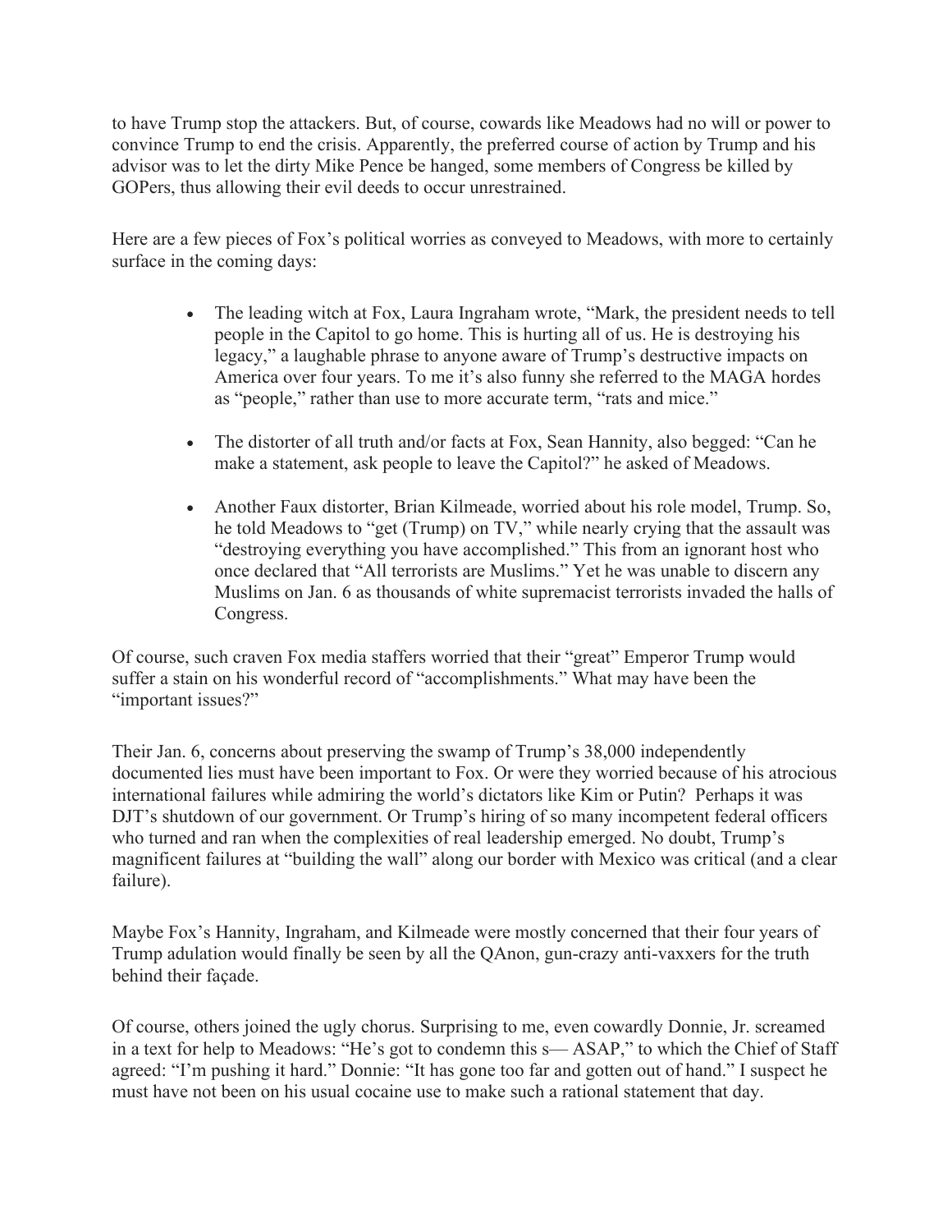to have Trump stop the attackers. But, of course, cowards like Meadows had no will or power to convince Trump to end the crisis. Apparently, the preferred course of action by Trump and his advisor was to let the dirty Mike Pence be hanged, some members of Congress be killed by GOPers, thus allowing their evil deeds to occur unrestrained.

Here are a few pieces of Fox's political worries as conveyed to Meadows, with more to certainly surface in the coming days:

- The leading witch at Fox, Laura Ingraham wrote, "Mark, the president needs to tell people in the Capitol to go home. This is hurting all of us. He is destroying his legacy," a laughable phrase to anyone aware of Trump's destructive impacts on America over four years. To me it's also funny she referred to the MAGA hordes as "people," rather than use to more accurate term, "rats and mice."

- The distorter of all truth and/or facts at Fox, Sean Hannity, also begged: "Can he make a statement, ask people to leave the Capitol?" he asked of Meadows.

- Another Faux distorter, Brian Kilmeade, worried about his role model, Trump. So, he told Meadows to "get (Trump) on TV," while nearly crying that the assault was "destroying everything you have accomplished." This from an ignorant host who once declared that "All terrorists are Muslims." Yet he was unable to discern any Muslims on Jan. 6 as thousands of white supremacist terrorists invaded the halls of Congress.

Of course, such craven Fox media staffers worried that their "great" Emperor Trump would suffer a stain on his wonderful record of "accomplishments." What may have been the "important issues?"

Their Jan. 6, concerns about preserving the swamp of Trump's 38,000 independently documented lies must have been important to Fox. Or were they worried because of his atrocious international failures while admiring the world's dictators like Kim or Putin? Perhaps it was DJT's shutdown of our government. Or Trump's hiring of so many incompetent federal officers who turned and ran when the complexities of real leadership emerged. No doubt, Trump's magnificent failures at "building the wall" along our border with Mexico was critical (and a clear failure).

Maybe Fox's Hannity, Ingraham, and Kilmeade were mostly concerned that their four years of Trump adulation would finally be seen by all the QAnon, gun-crazy anti-vaxxers for the truth behind their façade.

Of course, others joined the ugly chorus. Surprising to me, even cowardly Donnie, Jr. screamed in a text for help to Meadows: "He's got to condemn this s— ASAP," to which the Chief of Staff agreed: "I'm pushing it hard." Donnie: "It has gone too far and gotten out of hand." I suspect he must have not been on his usual cocaine use to make such a rational statement that day.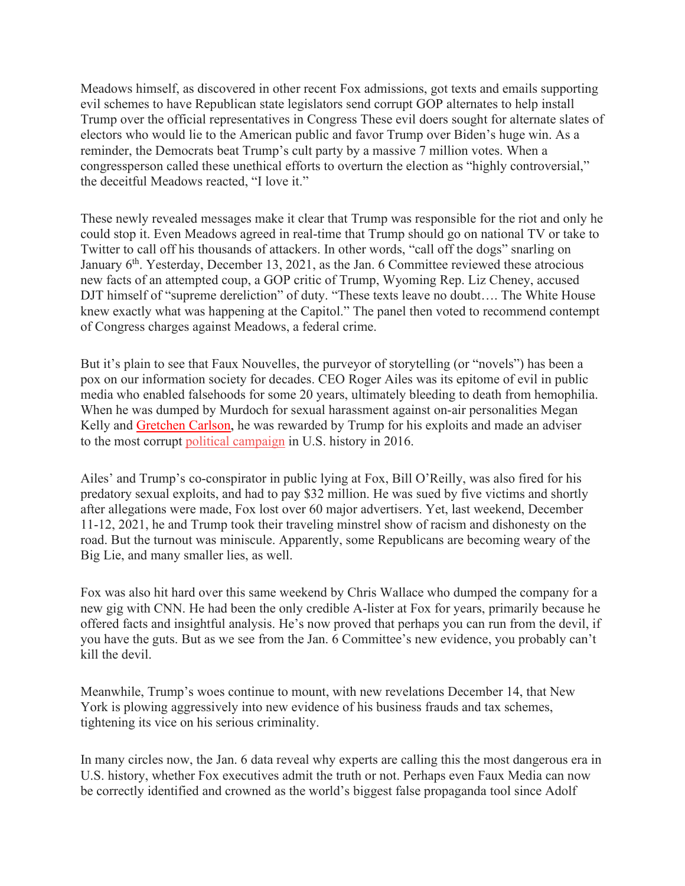Meadows himself, as discovered in other recent Fox admissions, got texts and emails supporting evil schemes to have Republican state legislators send corrupt GOP alternates to help install Trump over the official representatives in Congress These evil doers sought for alternate slates of electors who would lie to the American public and favor Trump over Biden's huge win. As a reminder, the Democrats beat Trump's cult party by a massive 7 million votes. When a congressperson called these unethical efforts to overturn the election as "highly controversial," the deceitful Meadows reacted, "I love it."

These newly revealed messages make it clear that Trump was responsible for the riot and only he could stop it. Even Meadows agreed in real-time that Trump should go on national TV or take to Twitter to call off his thousands of attackers. In other words, "call off the dogs" snarling on January 6th. Yesterday, December 13, 2021, as the Jan. 6 Committee reviewed these atrocious new facts of an attempted coup, a GOP critic of Trump, Wyoming Rep. Liz Cheney, accused DJT himself of "supreme dereliction" of duty. "These texts leave no doubt…. The White House knew exactly what was happening at the Capitol." The panel then voted to recommend contempt of Congress charges against Meadows, a federal crime.

But it's plain to see that Faux Nouvelles, the purveyor of storytelling (or "novels") has been a pox on our information society for decades. CEO Roger Ailes was its epitome of evil in public media who enabled falsehoods for some 20 years, ultimately bleeding to death from hemophilia. When he was dumped by Murdoch for sexual harassment against on-air personalities Megan Kelly and Gretchen Carlson, he was rewarded by Trump for his exploits and made an adviser to the most corrupt political campaign in U.S. history in 2016.

Ailes' and Trump's co-conspirator in public lying at Fox, Bill O'Reilly, was also fired for his predatory sexual exploits, and had to pay $32 million. He was sued by five victims and shortly after allegations were made, Fox lost over 60 major advertisers. Yet, last weekend, December 11-12, 2021, he and Trump took their traveling minstrel show of racism and dishonesty on the road. But the turnout was miniscule. Apparently, some Republicans are becoming weary of the Big Lie, and many smaller lies, as well.

Fox was also hit hard over this same weekend by Chris Wallace who dumped the company for a new gig with CNN. He had been the only credible A-lister at Fox for years, primarily because he offered facts and insightful analysis. He's now proved that perhaps you can run from the devil, if you have the guts. But as we see from the Jan. 6 Committee's new evidence, you probably can't kill the devil.

Meanwhile, Trump's woes continue to mount, with new revelations December 14, that New York is plowing aggressively into new evidence of his business frauds and tax schemes, tightening its vice on his serious criminality.

In many circles now, the Jan. 6 data reveal why experts are calling this the most dangerous era in U.S. history, whether Fox executives admit the truth or not. Perhaps even Faux Media can now be correctly identified and crowned as the world's biggest false propaganda tool since Adolf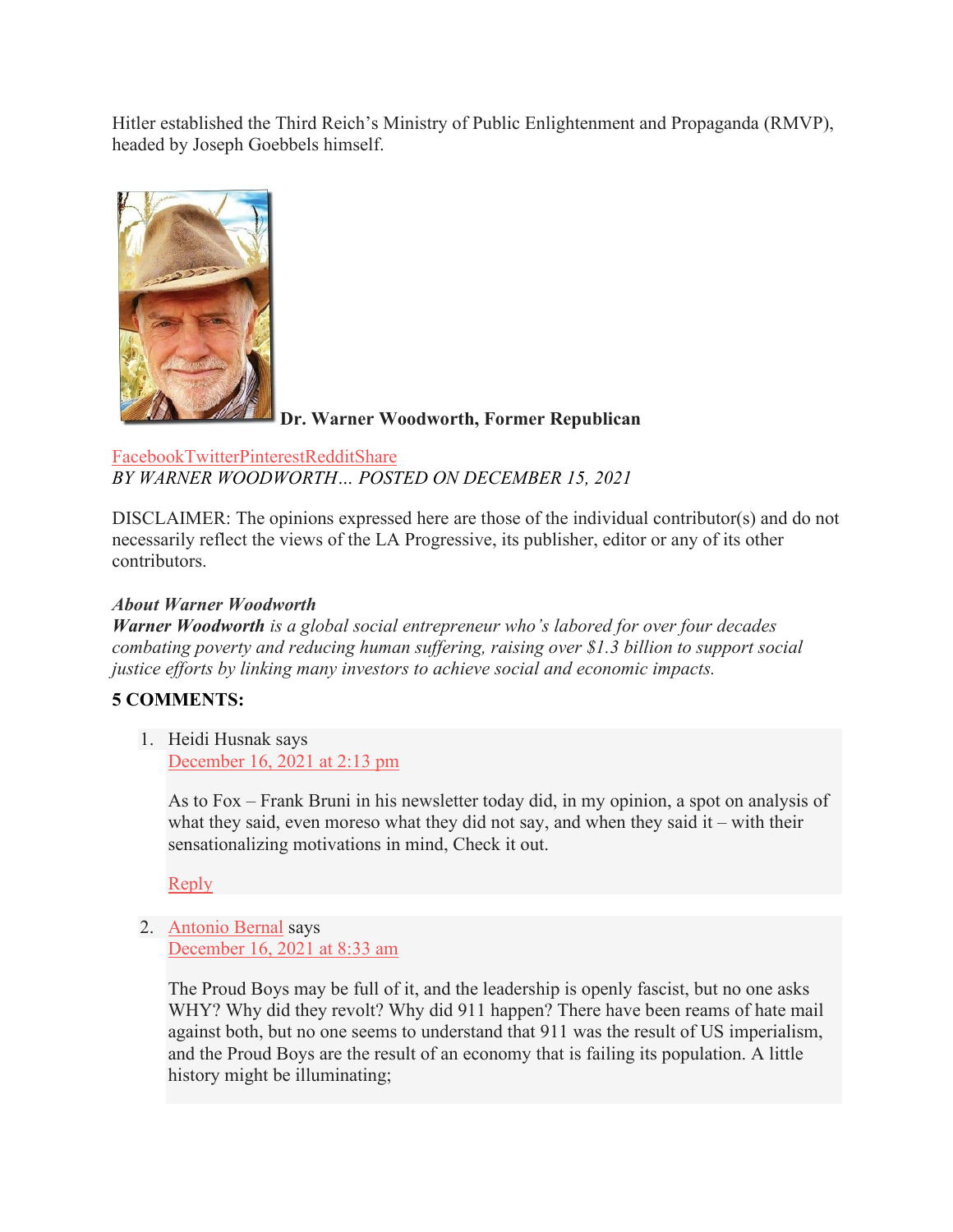Hitler established the Third Reich's Ministry of Public Enlightenment and Propaganda (RMVP), headed by Joseph Goebbels himself.

**Dr. Warner Woodworth, Former Republican**

FacebookTwitterPinterestRedditShare

*BY WARNER WOODWORTH… POSTED ON DECEMBER 15, 2021*

DISCLAIMER: The opinions expressed here are those of the individual contributor(s) and do not necessarily reflect the views of the LA Progressive, its publisher, editor or any of its other contributors.

***About Warner Woodworth***

***Warner Woodworth*** *is a global social entrepreneur who's labored for over four decades combating poverty and reducing human suffering, raising over $1.3 billion to support social justice efforts by linking many investors to achieve social and economic impacts.*

**5 COMMENTS:**

1. Heidi Husnak says
   December 16, 2021 at 2:13 pm

   As to Fox – Frank Bruni in his newsletter today did, in my opinion, a spot on analysis of what they said, even moreso what they did not say, and when they said it – with their sensationalizing motivations in mind, Check it out.

   Reply

2. Antonio Bernal says
   December 16, 2021 at 8:33 am

   The Proud Boys may be full of it, and the leadership is openly fascist, but no one asks WHY? Why did they revolt? Why did 911 happen? There have been reams of hate mail against both, but no one seems to understand that 911 was the result of US imperialism, and the Proud Boys are the result of an economy that is failing its population. A little history might be illuminating;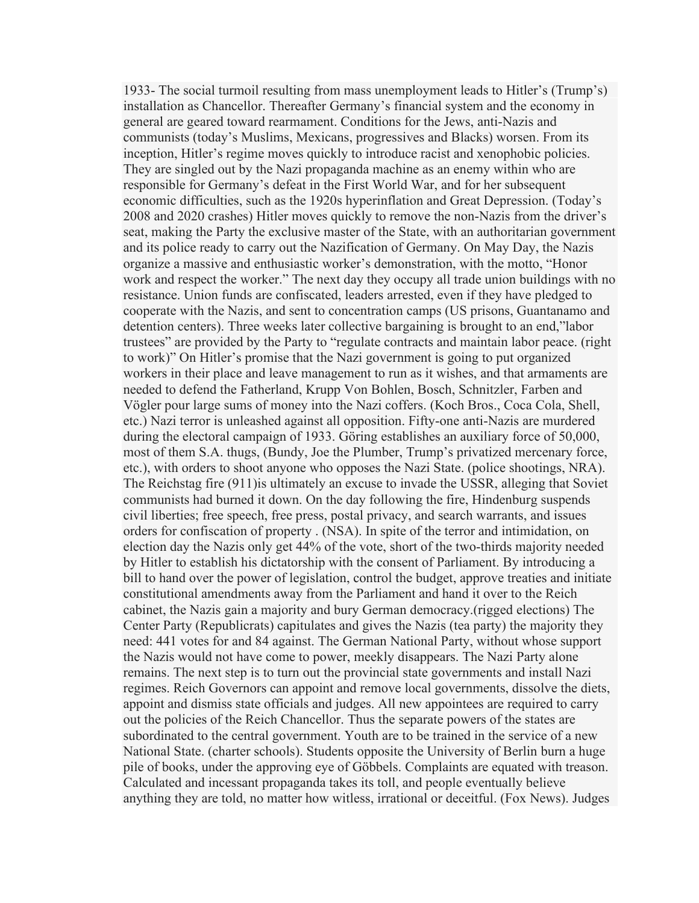1933- The social turmoil resulting from mass unemployment leads to Hitler's (Trump's) installation as Chancellor. Thereafter Germany's financial system and the economy in general are geared toward rearmament. Conditions for the Jews, anti-Nazis and communists (today's Muslims, Mexicans, progressives and Blacks) worsen. From its inception, Hitler's regime moves quickly to introduce racist and xenophobic policies. They are singled out by the Nazi propaganda machine as an enemy within who are responsible for Germany's defeat in the First World War, and for her subsequent economic difficulties, such as the 1920s hyperinflation and Great Depression. (Today's 2008 and 2020 crashes) Hitler moves quickly to remove the non-Nazis from the driver's seat, making the Party the exclusive master of the State, with an authoritarian government and its police ready to carry out the Nazification of Germany. On May Day, the Nazis organize a massive and enthusiastic worker's demonstration, with the motto, "Honor work and respect the worker." The next day they occupy all trade union buildings with no resistance. Union funds are confiscated, leaders arrested, even if they have pledged to cooperate with the Nazis, and sent to concentration camps (US prisons, Guantanamo and detention centers). Three weeks later collective bargaining is brought to an end,"labor trustees" are provided by the Party to "regulate contracts and maintain labor peace. (right to work)" On Hitler's promise that the Nazi government is going to put organized workers in their place and leave management to run as it wishes, and that armaments are needed to defend the Fatherland, Krupp Von Bohlen, Bosch, Schnitzler, Farben and Vögler pour large sums of money into the Nazi coffers. (Koch Bros., Coca Cola, Shell, etc.) Nazi terror is unleashed against all opposition. Fifty-one anti-Nazis are murdered during the electoral campaign of 1933. Göring establishes an auxiliary force of 50,000, most of them S.A. thugs, (Bundy, Joe the Plumber, Trump's privatized mercenary force, etc.), with orders to shoot anyone who opposes the Nazi State. (police shootings, NRA). The Reichstag fire (911)is ultimately an excuse to invade the USSR, alleging that Soviet communists had burned it down. On the day following the fire, Hindenburg suspends civil liberties; free speech, free press, postal privacy, and search warrants, and issues orders for confiscation of property . (NSA). In spite of the terror and intimidation, on election day the Nazis only get 44% of the vote, short of the two-thirds majority needed by Hitler to establish his dictatorship with the consent of Parliament. By introducing a bill to hand over the power of legislation, control the budget, approve treaties and initiate constitutional amendments away from the Parliament and hand it over to the Reich cabinet, the Nazis gain a majority and bury German democracy.(rigged elections) The Center Party (Republicrats) capitulates and gives the Nazis (tea party) the majority they need: 441 votes for and 84 against. The German National Party, without whose support the Nazis would not have come to power, meekly disappears. The Nazi Party alone remains. The next step is to turn out the provincial state governments and install Nazi regimes. Reich Governors can appoint and remove local governments, dissolve the diets, appoint and dismiss state officials and judges. All new appointees are required to carry out the policies of the Reich Chancellor. Thus the separate powers of the states are subordinated to the central government. Youth are to be trained in the service of a new National State. (charter schools). Students opposite the University of Berlin burn a huge pile of books, under the approving eye of Göbbels. Complaints are equated with treason. Calculated and incessant propaganda takes its toll, and people eventually believe anything they are told, no matter how witless, irrational or deceitful. (Fox News). Judges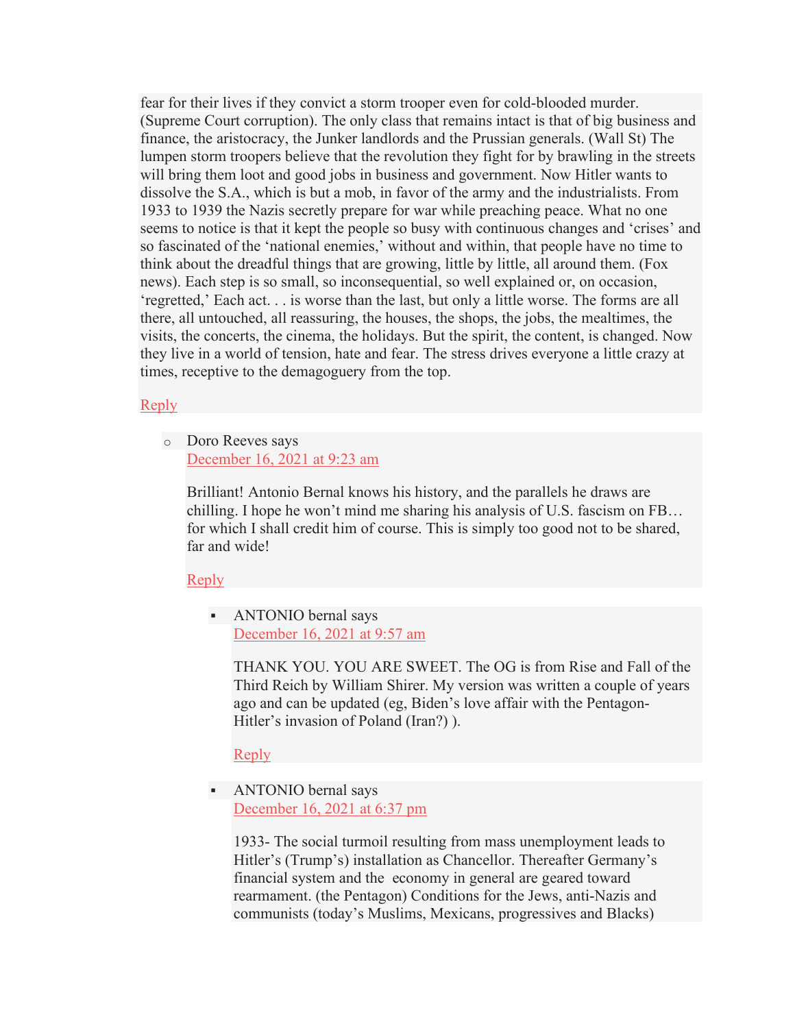fear for their lives if they convict a storm trooper even for cold-blooded murder. (Supreme Court corruption). The only class that remains intact is that of big business and finance, the aristocracy, the Junker landlords and the Prussian generals. (Wall St) The lumpen storm troopers believe that the revolution they fight for by brawling in the streets will bring them loot and good jobs in business and government. Now Hitler wants to dissolve the S.A., which is but a mob, in favor of the army and the industrialists. From 1933 to 1939 the Nazis secretly prepare for war while preaching peace. What no one seems to notice is that it kept the people so busy with continuous changes and 'crises' and so fascinated of the 'national enemies,' without and within, that people have no time to think about the dreadful things that are growing, little by little, all around them. (Fox news). Each step is so small, so inconsequential, so well explained or, on occasion, 'regretted,' Each act. . . is worse than the last, but only a little worse. The forms are all there, all untouched, all reassuring, the houses, the shops, the jobs, the mealtimes, the visits, the concerts, the cinema, the holidays. But the spirit, the content, is changed. Now they live in a world of tension, hate and fear. The stress drives everyone a little crazy at times, receptive to the demagoguery from the top.

Reply

- Doro Reeves says
  December 16, 2021 at 9:23 am

  Brilliant! Antonio Bernal knows his history, and the parallels he draws are chilling. I hope he won't mind me sharing his analysis of U.S. fascism on FB… for which I shall credit him of course. This is simply too good not to be shared, far and wide!

  Reply

  - ANTONIO bernal says
    December 16, 2021 at 9:57 am

    THANK YOU. YOU ARE SWEET. The OG is from Rise and Fall of the Third Reich by William Shirer. My version was written a couple of years ago and can be updated (eg, Biden's love affair with the Pentagon- Hitler's invasion of Poland (Iran?) ).

    Reply

  - ANTONIO bernal says
    December 16, 2021 at 6:37 pm

    1933- The social turmoil resulting from mass unemployment leads to Hitler's (Trump's) installation as Chancellor. Thereafter Germany's financial system and the economy in general are geared toward rearmament. (the Pentagon) Conditions for the Jews, anti-Nazis and communists (today's Muslims, Mexicans, progressives and Blacks)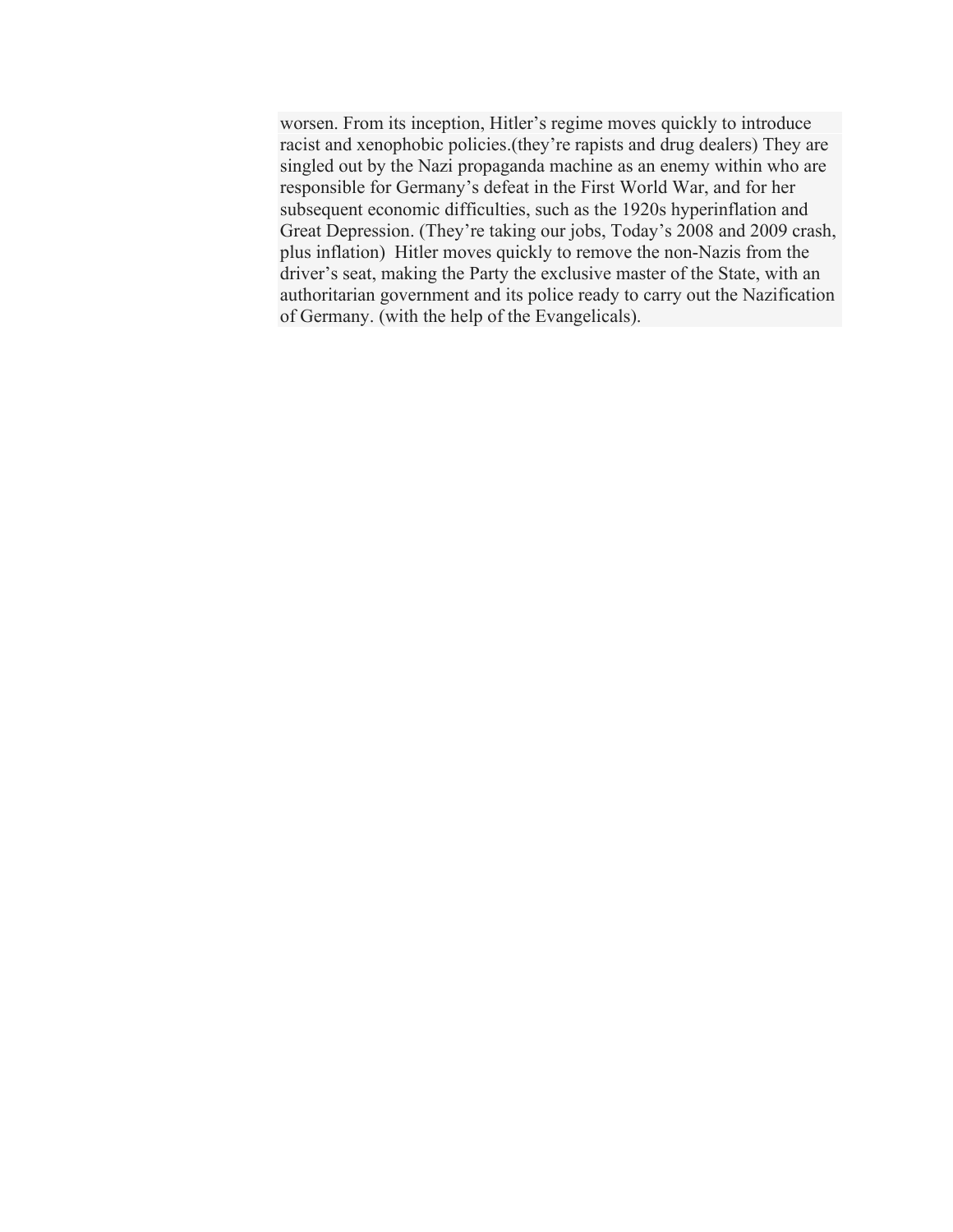worsen. From its inception, Hitler's regime moves quickly to introduce racist and xenophobic policies.(they're rapists and drug dealers) They are singled out by the Nazi propaganda machine as an enemy within who are responsible for Germany's defeat in the First World War, and for her subsequent economic difficulties, such as the 1920s hyperinflation and Great Depression. (They're taking our jobs, Today's 2008 and 2009 crash, plus inflation)  Hitler moves quickly to remove the non-Nazis from the driver's seat, making the Party the exclusive master of the State, with an authoritarian government and its police ready to carry out the Nazification of Germany. (with the help of the Evangelicals).